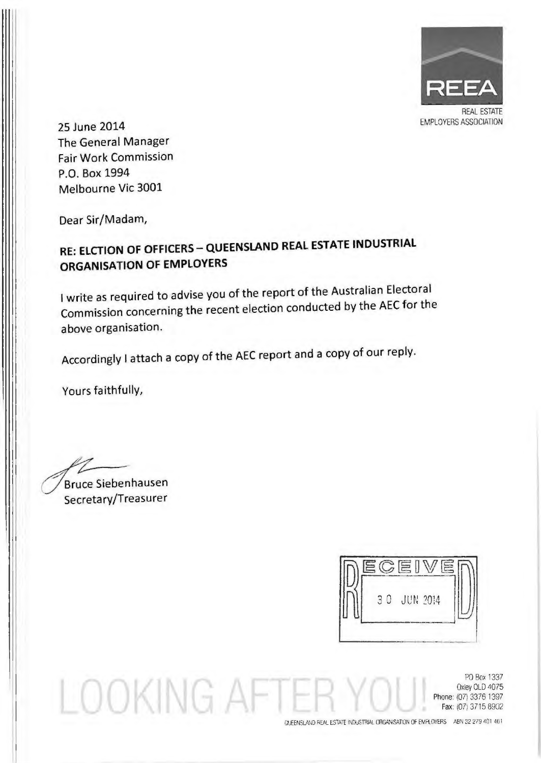REEA

REAL ESTATE EMPLOYERS ASSOCIATION

25 June 2014
The General Manager
Fair Work Commission
P.O. Box 1994
Melbourne Vic 3001

Dear Sir/Madam,

**RE: ELCTION OF OFFICERS – QUEENSLAND REAL ESTATE INDUSTRIAL ORGANISATION OF EMPLOYERS**

I write as required to advise you of the report of the Australian Electoral Commission concerning the recent election conducted by the AEC for the above organisation.

Accordingly I attach a copy of the AEC report and a copy of our reply.

Yours faithfully,

Bruce Siebenhausen
Secretary/Treasurer

RECEIVED
30 JUN 2014

LOOKING AFTER YOU!

PO Box 1337
Oxley QLD 4075
Phone: (07) 3376 1397
Fax: (07) 3715 8902

QUEENSLAND REAL ESTATE INDUSTRIAL ORGANISATION OF EMPLOYERS ABN 32 279 401 461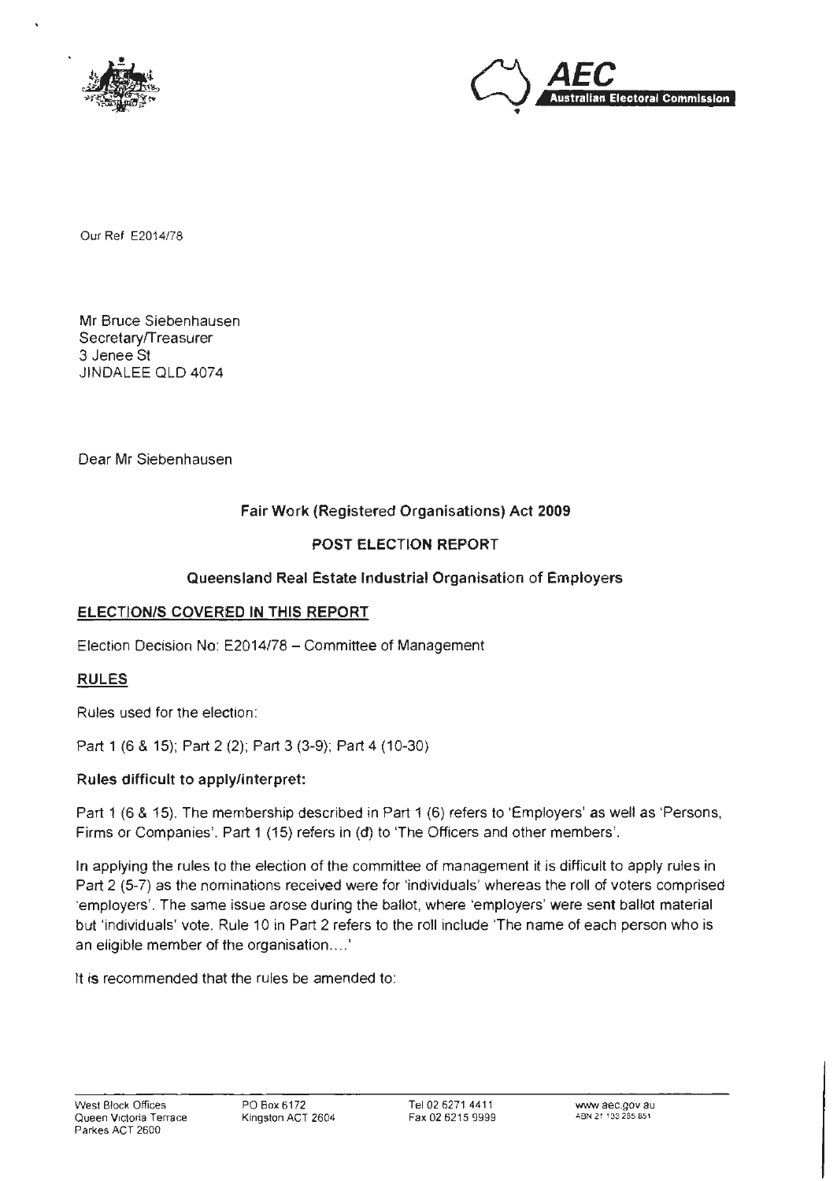Our Ref E2014/78

Mr Bruce Siebenhausen
Secretary/Treasurer
3 Jenee St
JINDALEE QLD 4074

Dear Mr Siebenhausen

## Fair Work (Registered Organisations) Act 2009

## POST ELECTION REPORT

## Queensland Real Estate Industrial Organisation of Employers

### ELECTION/S COVERED IN THIS REPORT

Election Decision No: E2014/78 – Committee of Management

### RULES

Rules used for the election:

Part 1 (6 & 15); Part 2 (2); Part 3 (3-9); Part 4 (10-30)

**Rules difficult to apply/interpret:**

Part 1 (6 & 15). The membership described in Part 1 (6) refers to 'Employers' as well as 'Persons, Firms or Companies'. Part 1 (15) refers in (d) to 'The Officers and other members'.

In applying the rules to the election of the committee of management it is difficult to apply rules in Part 2 (5-7) as the nominations received were for 'individuals' whereas the roll of voters comprised 'employers'. The same issue arose during the ballot, where 'employers' were sent ballot material but 'individuals' vote. Rule 10 in Part 2 refers to the roll include 'The name of each person who is an eligible member of the organisation....'

It is recommended that the rules be amended to: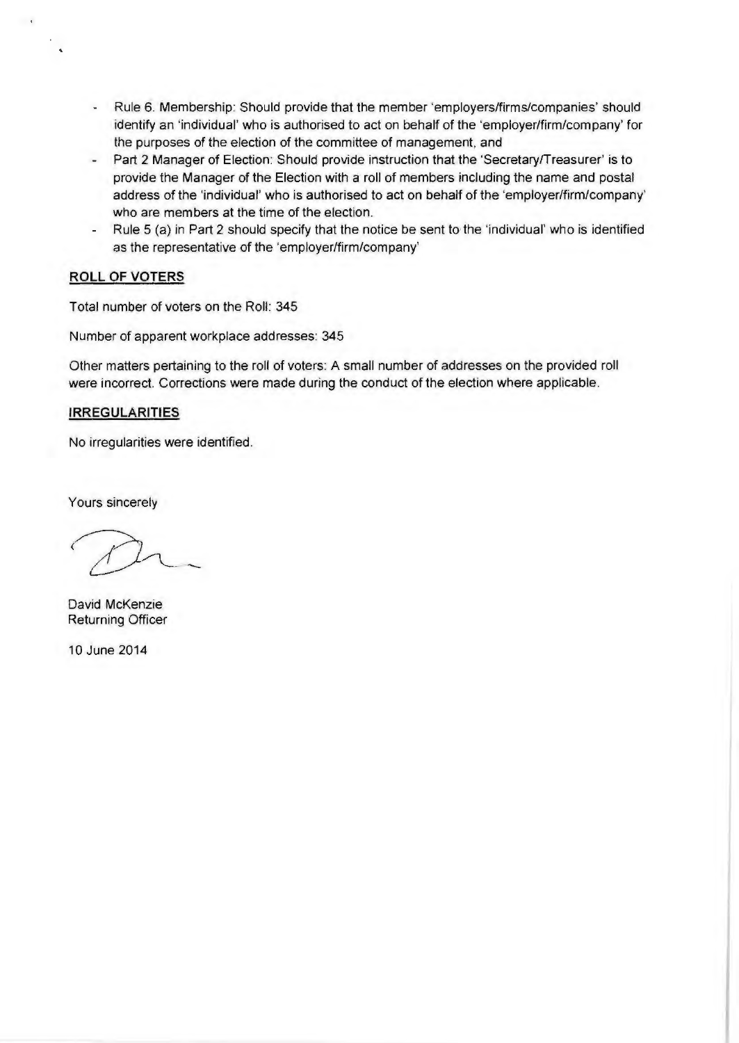- Rule 6. Membership: Should provide that the member 'employers/firms/companies' should identify an 'individual' who is authorised to act on behalf of the 'employer/firm/company' for the purposes of the election of the committee of management, and
- Part 2 Manager of Election: Should provide instruction that the 'Secretary/Treasurer' is to provide the Manager of the Election with a roll of members including the name and postal address of the 'individual' who is authorised to act on behalf of the 'employer/firm/company' who are members at the time of the election.
- Rule 5 (a) in Part 2 should specify that the notice be sent to the 'individual' who is identified as the representative of the 'employer/firm/company'

## ROLL OF VOTERS

Total number of voters on the Roll: 345

Number of apparent workplace addresses: 345

Other matters pertaining to the roll of voters: A small number of addresses on the provided roll were incorrect. Corrections were made during the conduct of the election where applicable.

## IRREGULARITIES

No irregularities were identified.

Yours sincerely

David McKenzie
Returning Officer

10 June 2014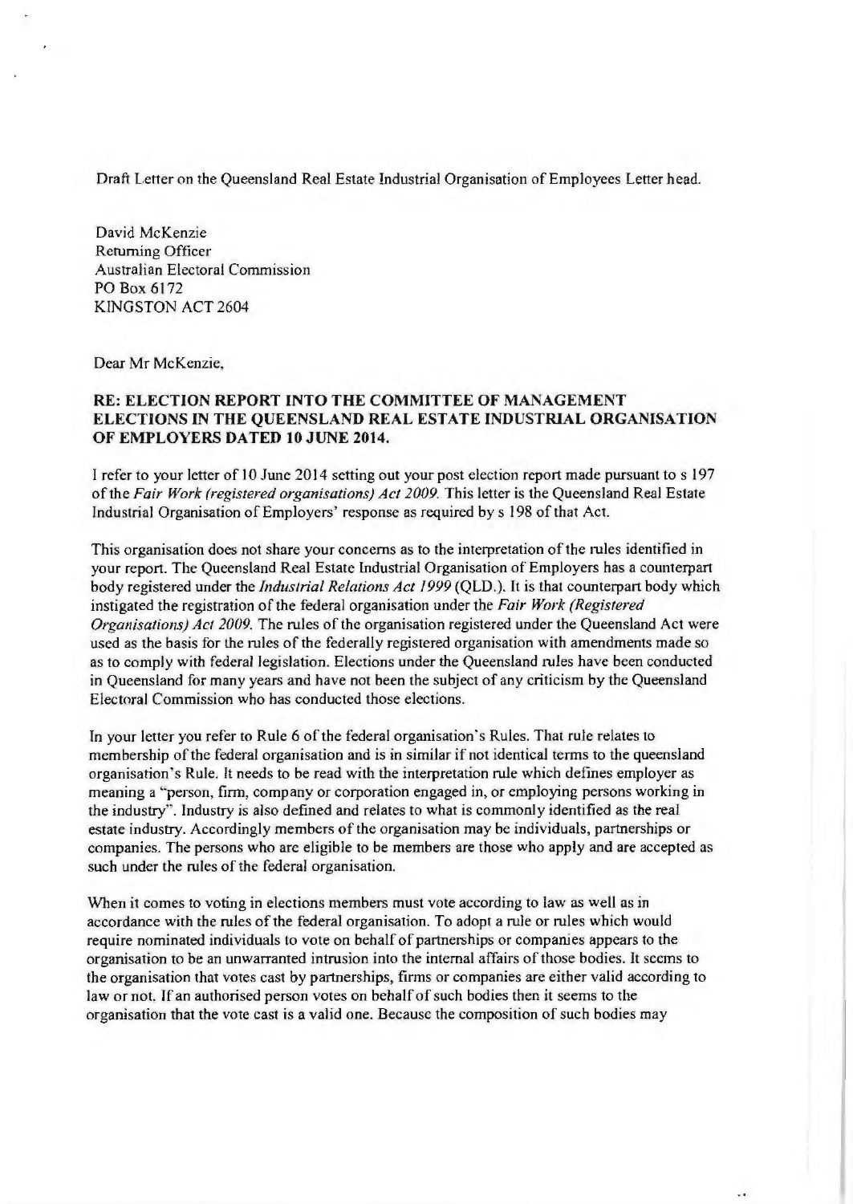Draft Letter on the Queensland Real Estate Industrial Organisation of Employees Letter head.

David McKenzie
Returning Officer
Australian Electoral Commission
PO Box 6172
KINGSTON ACT 2604

Dear Mr McKenzie,

**RE: ELECTION REPORT INTO THE COMMITTEE OF MANAGEMENT ELECTIONS IN THE QUEENSLAND REAL ESTATE INDUSTRIAL ORGANISATION OF EMPLOYERS DATED 10 JUNE 2014.**

I refer to your letter of 10 June 2014 setting out your post election report made pursuant to s 197 of the *Fair Work (registered organisations) Act 2009.* This letter is the Queensland Real Estate Industrial Organisation of Employers' response as required by s 198 of that Act.

This organisation does not share your concerns as to the interpretation of the rules identified in your report. The Queensland Real Estate Industrial Organisation of Employers has a counterpart body registered under the *Industrial Relations Act 1999* (QLD.). It is that counterpart body which instigated the registration of the federal organisation under the *Fair Work (Registered Organisations) Act 2009.* The rules of the organisation registered under the Queensland Act were used as the basis for the rules of the federally registered organisation with amendments made so as to comply with federal legislation. Elections under the Queensland rules have been conducted in Queensland for many years and have not been the subject of any criticism by the Queensland Electoral Commission who has conducted those elections.

In your letter you refer to Rule 6 of the federal organisation's Rules. That rule relates to membership of the federal organisation and is in similar if not identical terms to the queensland organisation's Rule. It needs to be read with the interpretation rule which defines employer as meaning a "person, firm, company or corporation engaged in, or employing persons working in the industry". Industry is also defined and relates to what is commonly identified as the real estate industry. Accordingly members of the organisation may be individuals, partnerships or companies. The persons who are eligible to be members are those who apply and are accepted as such under the rules of the federal organisation.

When it comes to voting in elections members must vote according to law as well as in accordance with the rules of the federal organisation. To adopt a rule or rules which would require nominated individuals to vote on behalf of partnerships or companies appears to the organisation to be an unwarranted intrusion into the internal affairs of those bodies. It seems to the organisation that votes cast by partnerships, firms or companies are either valid according to law or not. If an authorised person votes on behalf of such bodies then it seems to the organisation that the vote cast is a valid one. Because the composition of such bodies may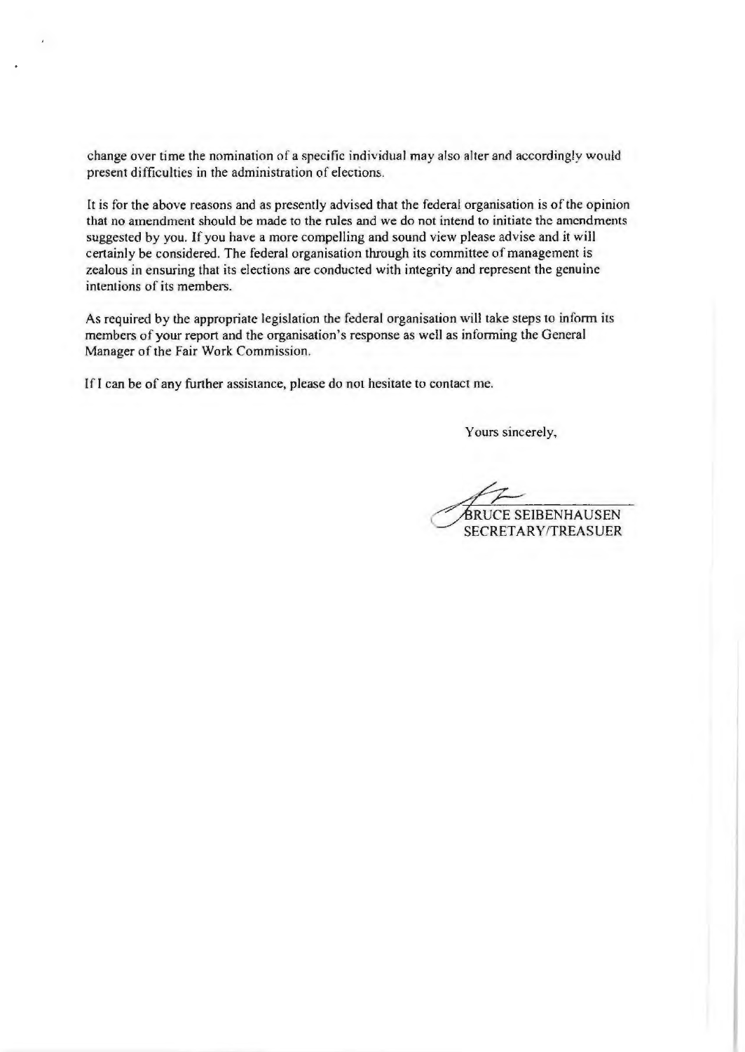change over time the nomination of a specific individual may also alter and accordingly would present difficulties in the administration of elections.

It is for the above reasons and as presently advised that the federal organisation is of the opinion that no amendment should be made to the rules and we do not intend to initiate the amendments suggested by you. If you have a more compelling and sound view please advise and it will certainly be considered. The federal organisation through its committee of management is zealous in ensuring that its elections are conducted with integrity and represent the genuine intentions of its members.

As required by the appropriate legislation the federal organisation will take steps to inform its members of your report and the organisation's response as well as informing the General Manager of the Fair Work Commission.

If I can be of any further assistance, please do not hesitate to contact me.

Yours sincerely,

BRUCE SEIBENHAUSEN
SECRETARY/TREASUER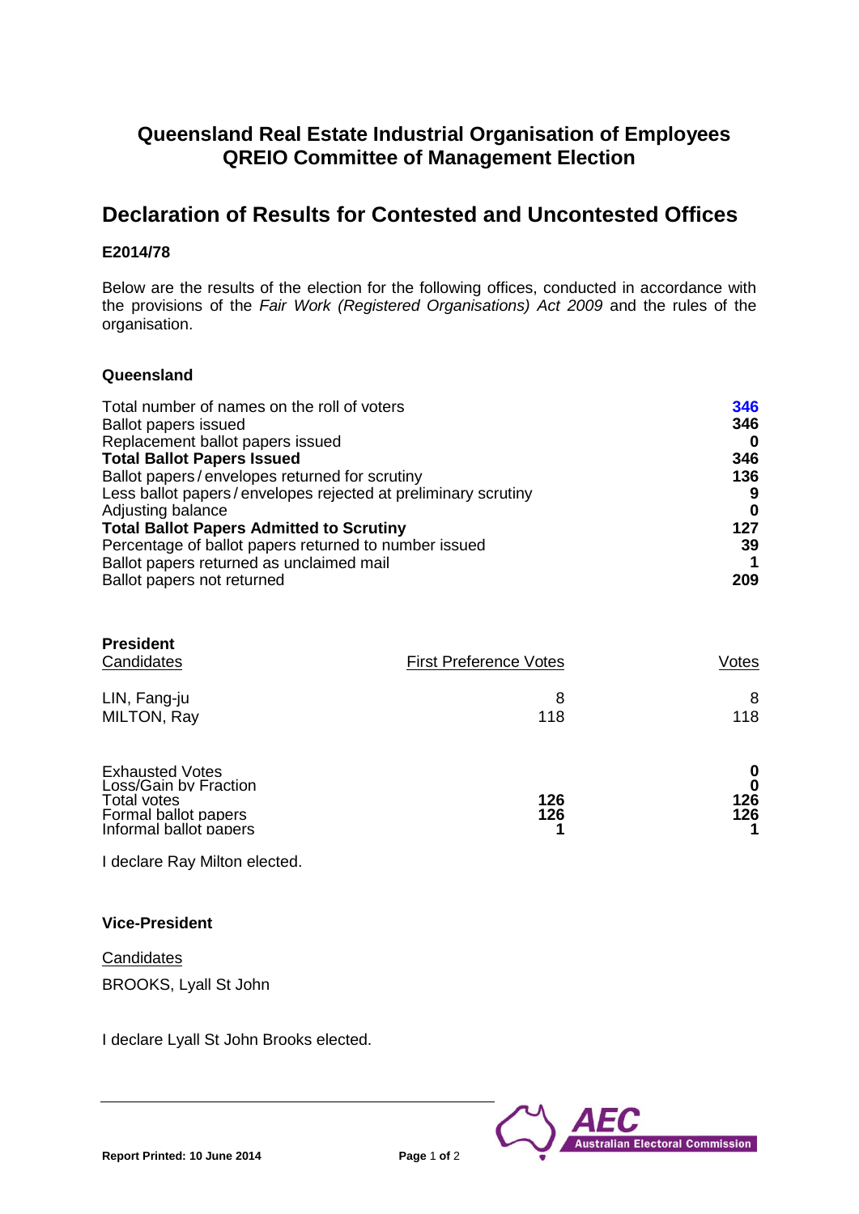# Queensland Real Estate Industrial Organisation of Employees
# QREIO Committee of Management Election

## Declaration of Results for Contested and Uncontested Offices

**E2014/78**

Below are the results of the election for the following offices, conducted in accordance with the provisions of the *Fair Work (Registered Organisations) Act 2009* and the rules of the organisation.

**Queensland**

| | |
|---|---|
| Total number of names on the roll of voters | **346** |
| Ballot papers issued | **346** |
| Replacement ballot papers issued | **0** |
| **Total Ballot Papers Issued** | **346** |
| Ballot papers / envelopes returned for scrutiny | **136** |
| Less ballot papers / envelopes rejected at preliminary scrutiny | **9** |
| Adjusting balance | **0** |
| **Total Ballot Papers Admitted to Scrutiny** | **127** |
| Percentage of ballot papers returned to number issued | **39** |
| Ballot papers returned as unclaimed mail | **1** |
| Ballot papers not returned | **209** |

**President**

| Candidates | First Preference Votes | Votes |
|---|---|---|
| LIN, Fang-ju | 8 | 8 |
| MILTON, Ray | 118 | 118 |
| | | |
| Exhausted Votes | | **0** |
| Loss/Gain by Fraction | | **0** |
| Total votes | **126** | **126** |
| Formal ballot papers | **126** | **126** |
| Informal ballot papers | **1** | **1** |

I declare Ray Milton elected.

**Vice-President**

Candidates

BROOKS, Lyall St John

I declare Lyall St John Brooks elected.

**Report Printed: 10 June 2014**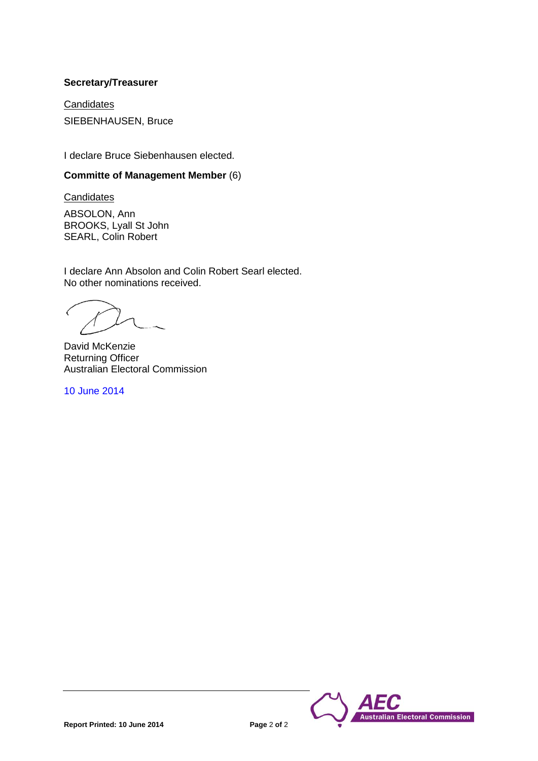**Secretary/Treasurer**

<u>Candidates</u>

SIEBENHAUSEN, Bruce

I declare Bruce Siebenhausen elected.

**Committe of Management Member** (6)

<u>Candidates</u>

ABSOLON, Ann
BROOKS, Lyall St John
SEARL, Colin Robert

I declare Ann Absolon and Colin Robert Searl elected.
No other nominations received.

David McKenzie
Returning Officer
Australian Electoral Commission

10 June 2014

**Report Printed: 10 June 2014**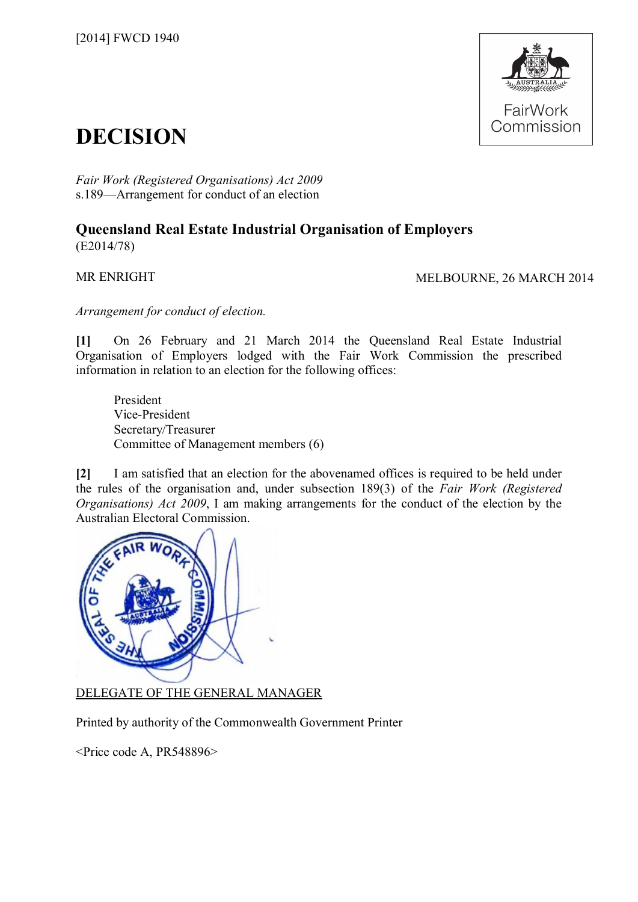[2014] FWCD 1940

# DECISION

*Fair Work (Registered Organisations) Act 2009*
s.189—Arrangement for conduct of an election

## Queensland Real Estate Industrial Organisation of Employers

(E2014/78)

MR ENRIGHT

MELBOURNE, 26 MARCH 2014

*Arrangement for conduct of election.*

**[1]** On 26 February and 21 March 2014 the Queensland Real Estate Industrial Organisation of Employers lodged with the Fair Work Commission the prescribed information in relation to an election for the following offices:

President
Vice-President
Secretary/Treasurer
Committee of Management members (6)

**[2]** I am satisfied that an election for the abovenamed offices is required to be held under the rules of the organisation and, under subsection 189(3) of the *Fair Work (Registered Organisations) Act 2009*, I am making arrangements for the conduct of the election by the Australian Electoral Commission.

DELEGATE OF THE GENERAL MANAGER

Printed by authority of the Commonwealth Government Printer

<Price code A, PR548896>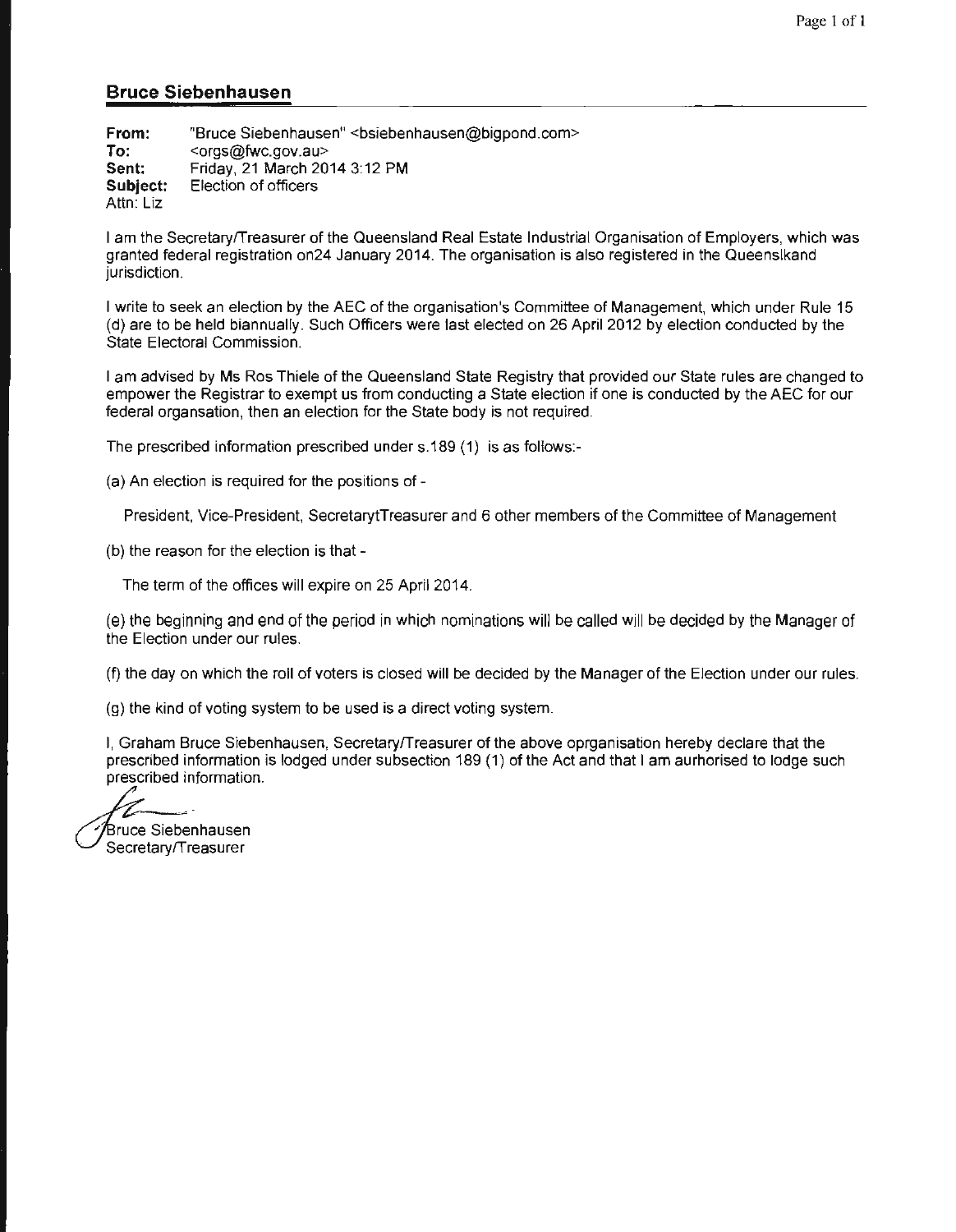## Bruce Siebenhausen

**From:** "Bruce Siebenhausen" <bsiebenhausen@bigpond.com>
**To:** <orgs@fwc.gov.au>
**Sent:** Friday, 21 March 2014 3:12 PM
**Subject:** Election of officers
Attn: Liz

I am the Secretary/Treasurer of the Queensland Real Estate Industrial Organisation of Employers, which was granted federal registration on24 January 2014. The organisation is also registered in the Queenslkand jurisdiction.

I write to seek an election by the AEC of the organisation's Committee of Management, which under Rule 15 (d) are to be held biannually. Such Officers were last elected on 26 April 2012 by election conducted by the State Electoral Commission.

I am advised by Ms Ros Thiele of the Queensland State Registry that provided our State rules are changed to empower the Registrar to exempt us from conducting a State election if one is conducted by the AEC for our federal organsation, then an election for the State body is not required.

The prescribed information prescribed under s.189 (1) is as follows:-

(a) An election is required for the positions of -

President, Vice-President, SecretarytTreasurer and 6 other members of the Committee of Management

(b) the reason for the election is that -

The term of the offices will expire on 25 April 2014.

(e) the beginning and end of the period in which nominations will be called will be decided by the Manager of the Election under our rules.

(f) the day on which the roll of voters is closed will be decided by the Manager of the Election under our rules.

(g) the kind of voting system to be used is a direct voting system.

I, Graham Bruce Siebenhausen, Secretary/Treasurer of the above oprganisation hereby declare that the prescribed information is lodged under subsection 189 (1) of the Act and that I am aurhorised to lodge such prescribed information.

Bruce Siebenhausen
Secretary/Treasurer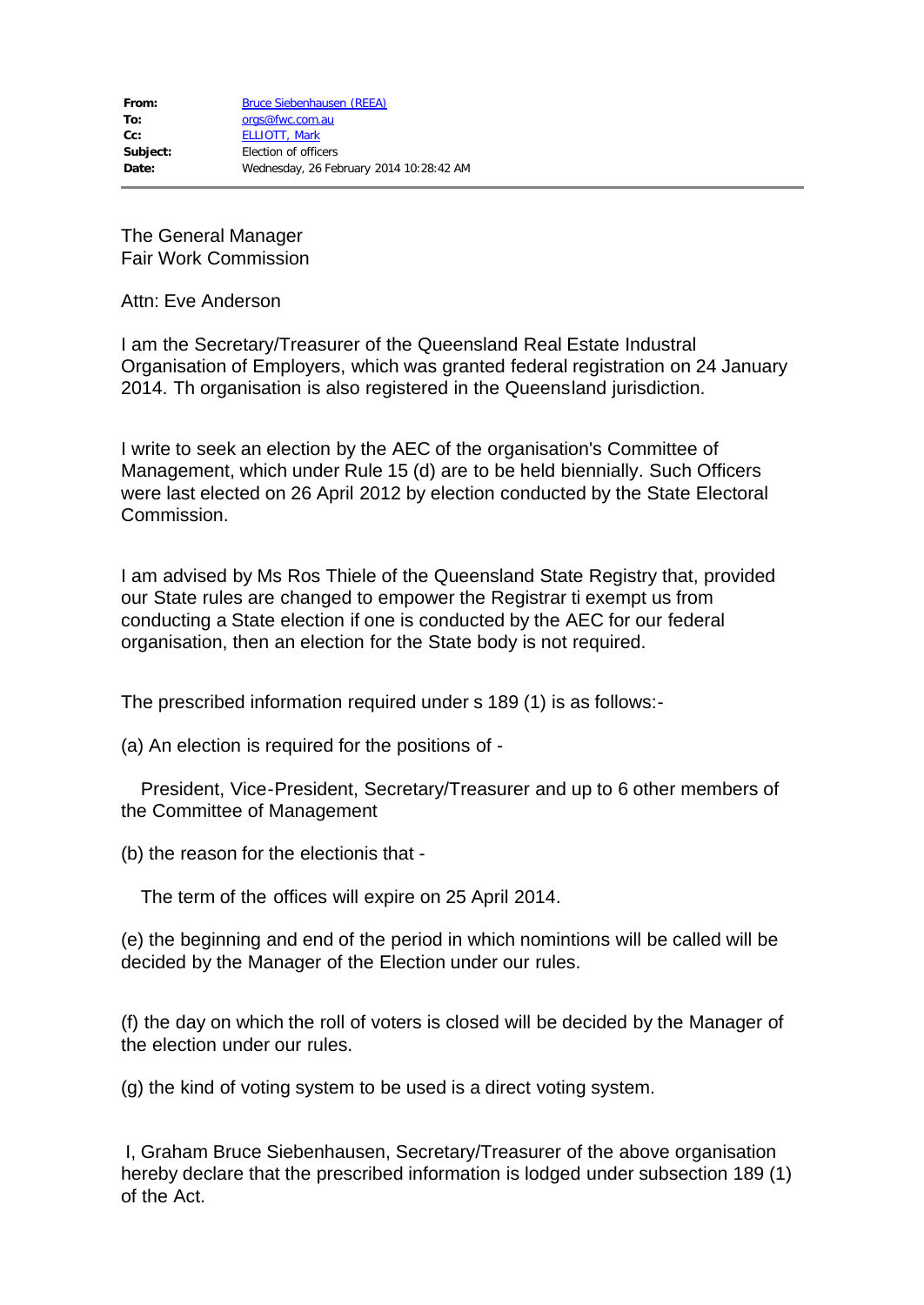**From:** Bruce Siebenhausen (REEA)
**To:** orgs@fwc.com.au
**Cc:** ELLIOTT, Mark
**Subject:** Election of officers
**Date:** Wednesday, 26 February 2014 10:28:42 AM

---

The General Manager
Fair Work Commission

Attn: Eve Anderson

I am the Secretary/Treasurer of the Queensland Real Estate Industral Organisation of Employers, which was granted federal registration on 24 January 2014. Th organisation is also registered in the Queensland jurisdiction.

I write to seek an election by the AEC of the organisation's Committee of Management, which under Rule 15 (d) are to be held biennially. Such Officers were last elected on 26 April 2012 by election conducted by the State Electoral Commission.

I am advised by Ms Ros Thiele of the Queensland State Registry that, provided our State rules are changed to empower the Registrar ti exempt us from conducting a State election if one is conducted by the AEC for our federal organisation, then an election for the State body is not required.

The prescribed information required under s 189 (1) is as follows:-

(a) An election is required for the positions of -

President, Vice-President, Secretary/Treasurer and up to 6 other members of the Committee of Management

(b) the reason for the electionis that -

The term of the offices will expire on 25 April 2014.

(e) the beginning and end of the period in which nomintions will be called will be decided by the Manager of the Election under our rules.

(f) the day on which the roll of voters is closed will be decided by the Manager of the election under our rules.

(g) the kind of voting system to be used is a direct voting system.

I, Graham Bruce Siebenhausen, Secretary/Treasurer of the above organisation hereby declare that the prescribed information is lodged under subsection 189 (1) of the Act.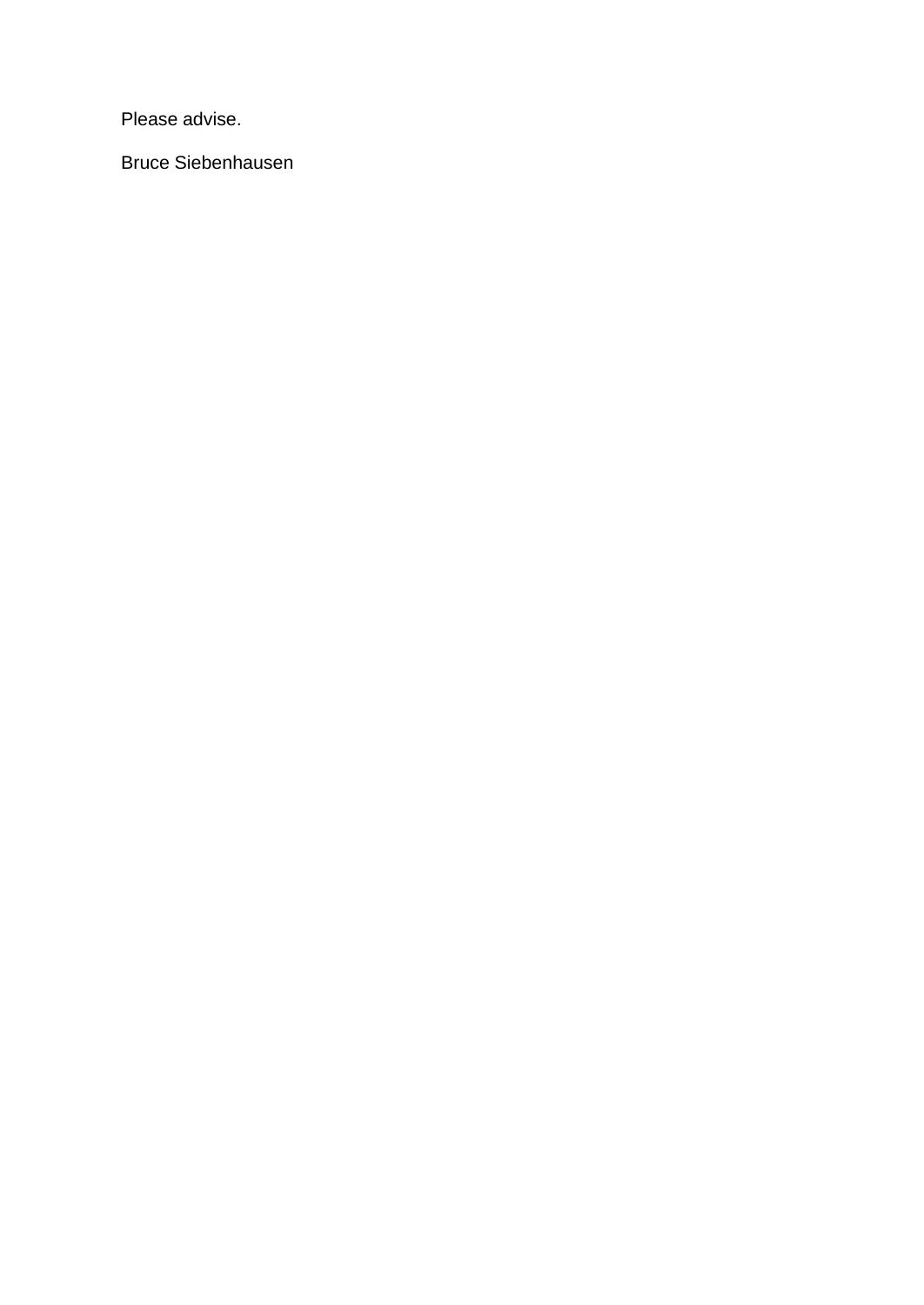Please advise.

Bruce Siebenhausen